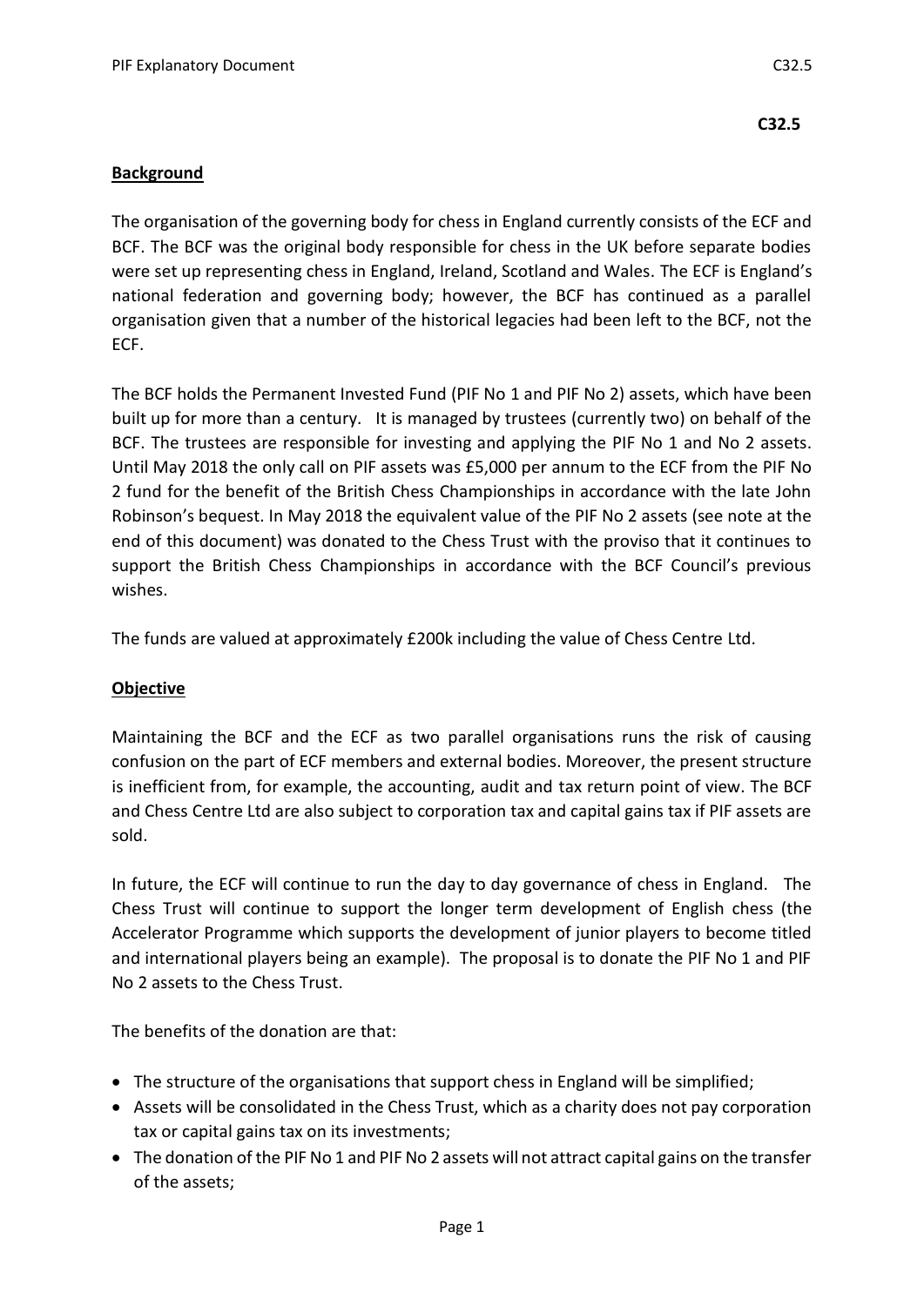**C32.5**

## Background

The organisation of the governing body for chess in England currently consists of the ECF and BCF. The BCF was the original body responsible for chess in the UK before separate bodies were set up representing chess in England, Ireland, Scotland and Wales. The ECF is England's national federation and governing body; however, the BCF has continued as a parallel organisation given that a number of the historical legacies had been left to the BCF, not the ECF.

The BCF holds the Permanent Invested Fund (PIF No 1 and PIF No 2) assets, which have been built up for more than a century. It is managed by trustees (currently two) on behalf of the BCF. The trustees are responsible for investing and applying the PIF No 1 and No 2 assets. Until May 2018 the only call on PIF assets was £5,000 per annum to the ECF from the PIF No 2 fund for the benefit of the British Chess Championships in accordance with the late John Robinson's bequest. In May 2018 the equivalent value of the PIF No 2 assets (see note at the end of this document) was donated to the Chess Trust with the proviso that it continues to support the British Chess Championships in accordance with the BCF Council's previous wishes.

The funds are valued at approximately £200k including the value of Chess Centre Ltd.

## Objective

Maintaining the BCF and the ECF as two parallel organisations runs the risk of causing confusion on the part of ECF members and external bodies. Moreover, the present structure is inefficient from, for example, the accounting, audit and tax return point of view. The BCF and Chess Centre Ltd are also subject to corporation tax and capital gains tax if PIF assets are sold.

In future, the ECF will continue to run the day to day governance of chess in England. The Chess Trust will continue to support the longer term development of English chess (the Accelerator Programme which supports the development of junior players to become titled and international players being an example). The proposal is to donate the PIF No 1 and PIF No 2 assets to the Chess Trust.

The benefits of the donation are that:

- The structure of the organisations that support chess in England will be simplified;
- Assets will be consolidated in the Chess Trust, which as a charity does not pay corporation tax or capital gains tax on its investments;
- The donation of the PIF No 1 and PIF No 2 assets will not attract capital gains on the transfer of the assets;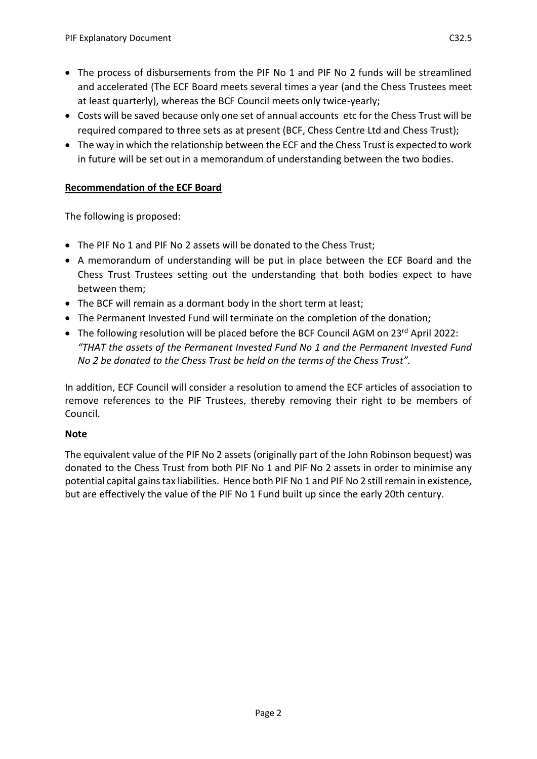- The process of disbursements from the PIF No 1 and PIF No 2 funds will be streamlined and accelerated (The ECF Board meets several times a year (and the Chess Trustees meet at least quarterly), whereas the BCF Council meets only twice-yearly;
- Costs will be saved because only one set of annual accounts etc for the Chess Trust will be required compared to three sets as at present (BCF, Chess Centre Ltd and Chess Trust);
- The way in which the relationship between the ECF and the Chess Trust is expected to work in future will be set out in a memorandum of understanding between the two bodies.

**Recommendation of the ECF Board**

The following is proposed:

- The PIF No 1 and PIF No 2 assets will be donated to the Chess Trust;
- A memorandum of understanding will be put in place between the ECF Board and the Chess Trust Trustees setting out the understanding that both bodies expect to have between them;
- The BCF will remain as a dormant body in the short term at least;
- The Permanent Invested Fund will terminate on the completion of the donation;
- The following resolution will be placed before the BCF Council AGM on 23rd April 2022: *"THAT the assets of the Permanent Invested Fund No 1 and the Permanent Invested Fund No 2 be donated to the Chess Trust be held on the terms of the Chess Trust".*

In addition, ECF Council will consider a resolution to amend the ECF articles of association to remove references to the PIF Trustees, thereby removing their right to be members of Council.

**Note**

The equivalent value of the PIF No 2 assets (originally part of the John Robinson bequest) was donated to the Chess Trust from both PIF No 1 and PIF No 2 assets in order to minimise any potential capital gains tax liabilities. Hence both PIF No 1 and PIF No 2 still remain in existence, but are effectively the value of the PIF No 1 Fund built up since the early 20th century.